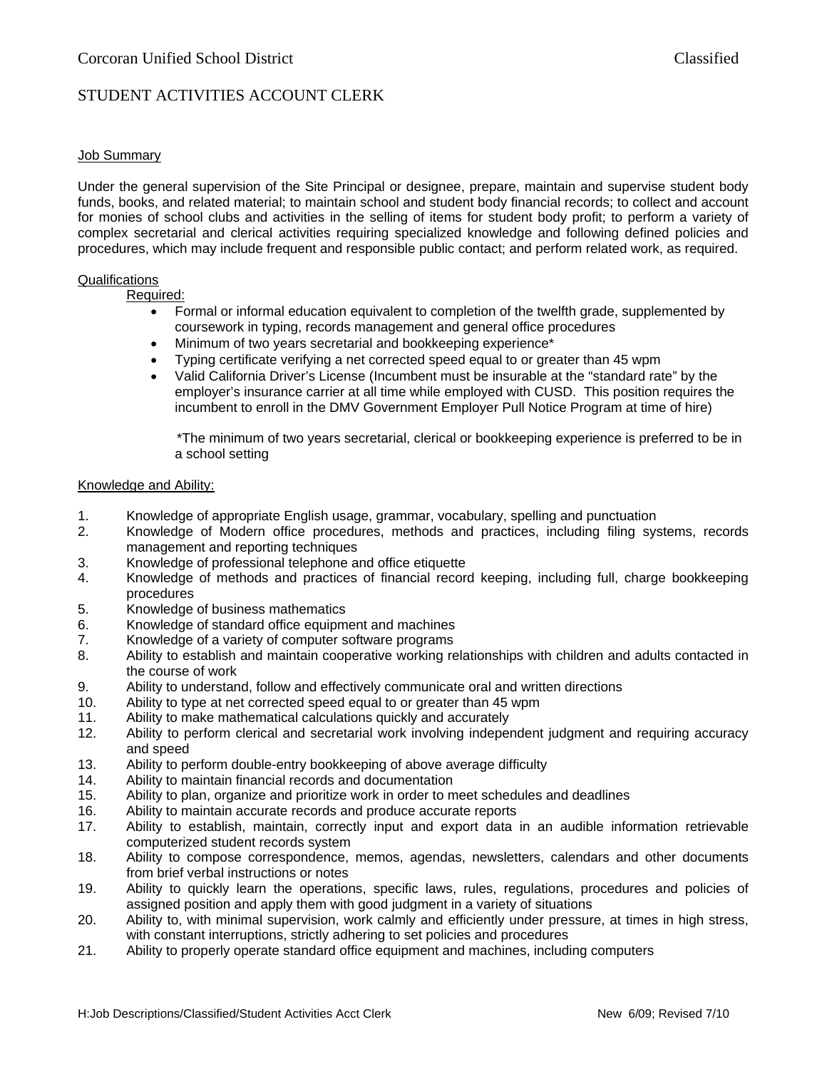Corcoran Unified School District — Classified

# STUDENT ACTIVITIES ACCOUNT CLERK

## Job Summary

Under the general supervision of the Site Principal or designee, prepare, maintain and supervise student body funds, books, and related material; to maintain school and student body financial records; to collect and account for monies of school clubs and activities in the selling of items for student body profit; to perform a variety of complex secretarial and clerical activities requiring specialized knowledge and following defined policies and procedures, which may include frequent and responsible public contact; and perform related work, as required.

## Qualifications

Required:

- Formal or informal education equivalent to completion of the twelfth grade, supplemented by coursework in typing, records management and general office procedures
- Minimum of two years secretarial and bookkeeping experience*
- Typing certificate verifying a net corrected speed equal to or greater than 45 wpm
- Valid California Driver's License (Incumbent must be insurable at the "standard rate" by the employer's insurance carrier at all time while employed with CUSD. This position requires the incumbent to enroll in the DMV Government Employer Pull Notice Program at time of hire)

*The minimum of two years secretarial, clerical or bookkeeping experience is preferred to be in a school setting

## Knowledge and Ability:

1. Knowledge of appropriate English usage, grammar, vocabulary, spelling and punctuation
2. Knowledge of Modern office procedures, methods and practices, including filing systems, records management and reporting techniques
3. Knowledge of professional telephone and office etiquette
4. Knowledge of methods and practices of financial record keeping, including full, charge bookkeeping procedures
5. Knowledge of business mathematics
6. Knowledge of standard office equipment and machines
7. Knowledge of a variety of computer software programs
8. Ability to establish and maintain cooperative working relationships with children and adults contacted in the course of work
9. Ability to understand, follow and effectively communicate oral and written directions
10. Ability to type at net corrected speed equal to or greater than 45 wpm
11. Ability to make mathematical calculations quickly and accurately
12. Ability to perform clerical and secretarial work involving independent judgment and requiring accuracy and speed
13. Ability to perform double-entry bookkeeping of above average difficulty
14. Ability to maintain financial records and documentation
15. Ability to plan, organize and prioritize work in order to meet schedules and deadlines
16. Ability to maintain accurate records and produce accurate reports
17. Ability to establish, maintain, correctly input and export data in an audible information retrievable computerized student records system
18. Ability to compose correspondence, memos, agendas, newsletters, calendars and other documents from brief verbal instructions or notes
19. Ability to quickly learn the operations, specific laws, rules, regulations, procedures and policies of assigned position and apply them with good judgment in a variety of situations
20. Ability to, with minimal supervision, work calmly and efficiently under pressure, at times in high stress, with constant interruptions, strictly adhering to set policies and procedures
21. Ability to properly operate standard office equipment and machines, including computers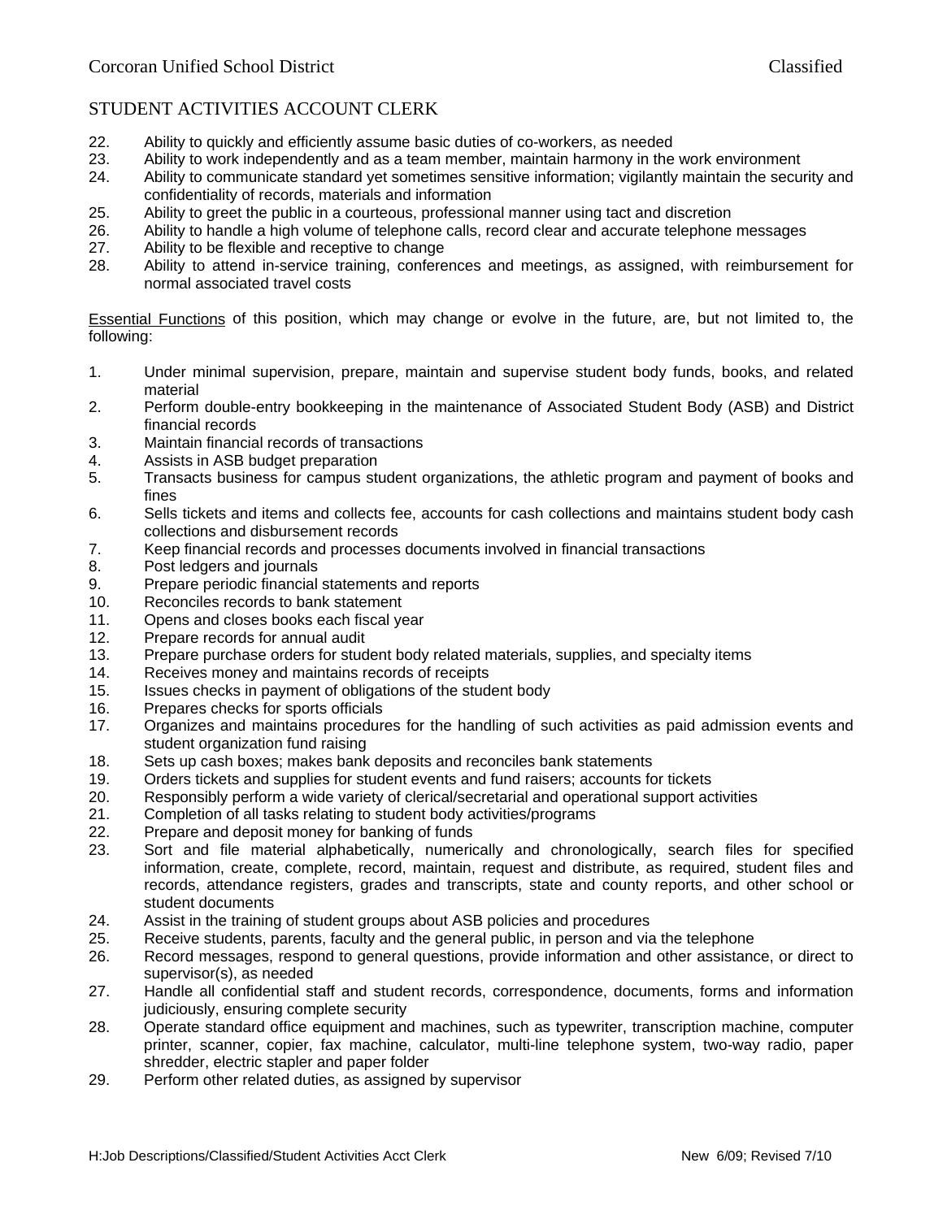## STUDENT ACTIVITIES ACCOUNT CLERK

22. Ability to quickly and efficiently assume basic duties of co-workers, as needed
23. Ability to work independently and as a team member, maintain harmony in the work environment
24. Ability to communicate standard yet sometimes sensitive information; vigilantly maintain the security and confidentiality of records, materials and information
25. Ability to greet the public in a courteous, professional manner using tact and discretion
26. Ability to handle a high volume of telephone calls, record clear and accurate telephone messages
27. Ability to be flexible and receptive to change
28. Ability to attend in-service training, conferences and meetings, as assigned, with reimbursement for normal associated travel costs

Essential Functions of this position, which may change or evolve in the future, are, but not limited to, the following:

1. Under minimal supervision, prepare, maintain and supervise student body funds, books, and related material
2. Perform double-entry bookkeeping in the maintenance of Associated Student Body (ASB) and District financial records
3. Maintain financial records of transactions
4. Assists in ASB budget preparation
5. Transacts business for campus student organizations, the athletic program and payment of books and fines
6. Sells tickets and items and collects fee, accounts for cash collections and maintains student body cash collections and disbursement records
7. Keep financial records and processes documents involved in financial transactions
8. Post ledgers and journals
9. Prepare periodic financial statements and reports
10. Reconciles records to bank statement
11. Opens and closes books each fiscal year
12. Prepare records for annual audit
13. Prepare purchase orders for student body related materials, supplies, and specialty items
14. Receives money and maintains records of receipts
15. Issues checks in payment of obligations of the student body
16. Prepares checks for sports officials
17. Organizes and maintains procedures for the handling of such activities as paid admission events and student organization fund raising
18. Sets up cash boxes; makes bank deposits and reconciles bank statements
19. Orders tickets and supplies for student events and fund raisers; accounts for tickets
20. Responsibly perform a wide variety of clerical/secretarial and operational support activities
21. Completion of all tasks relating to student body activities/programs
22. Prepare and deposit money for banking of funds
23. Sort and file material alphabetically, numerically and chronologically, search files for specified information, create, complete, record, maintain, request and distribute, as required, student files and records, attendance registers, grades and transcripts, state and county reports, and other school or student documents
24. Assist in the training of student groups about ASB policies and procedures
25. Receive students, parents, faculty and the general public, in person and via the telephone
26. Record messages, respond to general questions, provide information and other assistance, or direct to supervisor(s), as needed
27. Handle all confidential staff and student records, correspondence, documents, forms and information judiciously, ensuring complete security
28. Operate standard office equipment and machines, such as typewriter, transcription machine, computer printer, scanner, copier, fax machine, calculator, multi-line telephone system, two-way radio, paper shredder, electric stapler and paper folder
29. Perform other related duties, as assigned by supervisor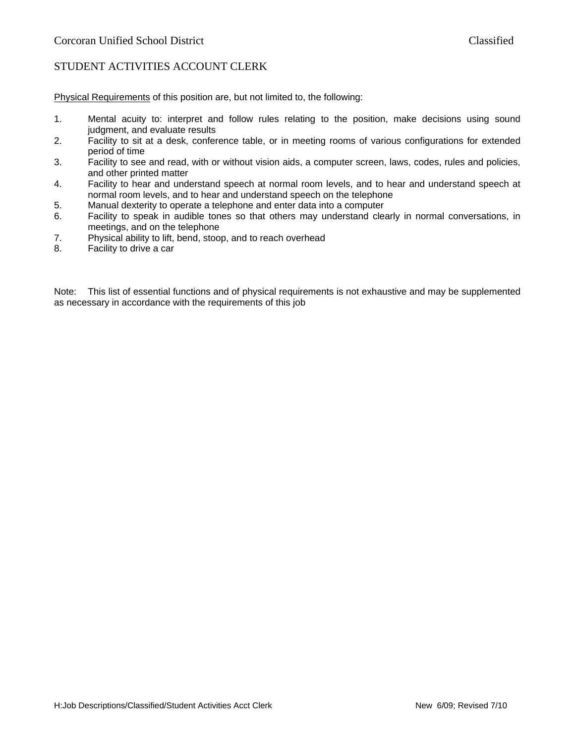STUDENT ACTIVITIES ACCOUNT CLERK

Physical Requirements of this position are, but not limited to, the following:

1. Mental acuity to: interpret and follow rules relating to the position, make decisions using sound judgment, and evaluate results
2. Facility to sit at a desk, conference table, or in meeting rooms of various configurations for extended period of time
3. Facility to see and read, with or without vision aids, a computer screen, laws, codes, rules and policies, and other printed matter
4. Facility to hear and understand speech at normal room levels, and to hear and understand speech at normal room levels, and to hear and understand speech on the telephone
5. Manual dexterity to operate a telephone and enter data into a computer
6. Facility to speak in audible tones so that others may understand clearly in normal conversations, in meetings, and on the telephone
7. Physical ability to lift, bend, stoop, and to reach overhead
8. Facility to drive a car

Note: This list of essential functions and of physical requirements is not exhaustive and may be supplemented as necessary in accordance with the requirements of this job